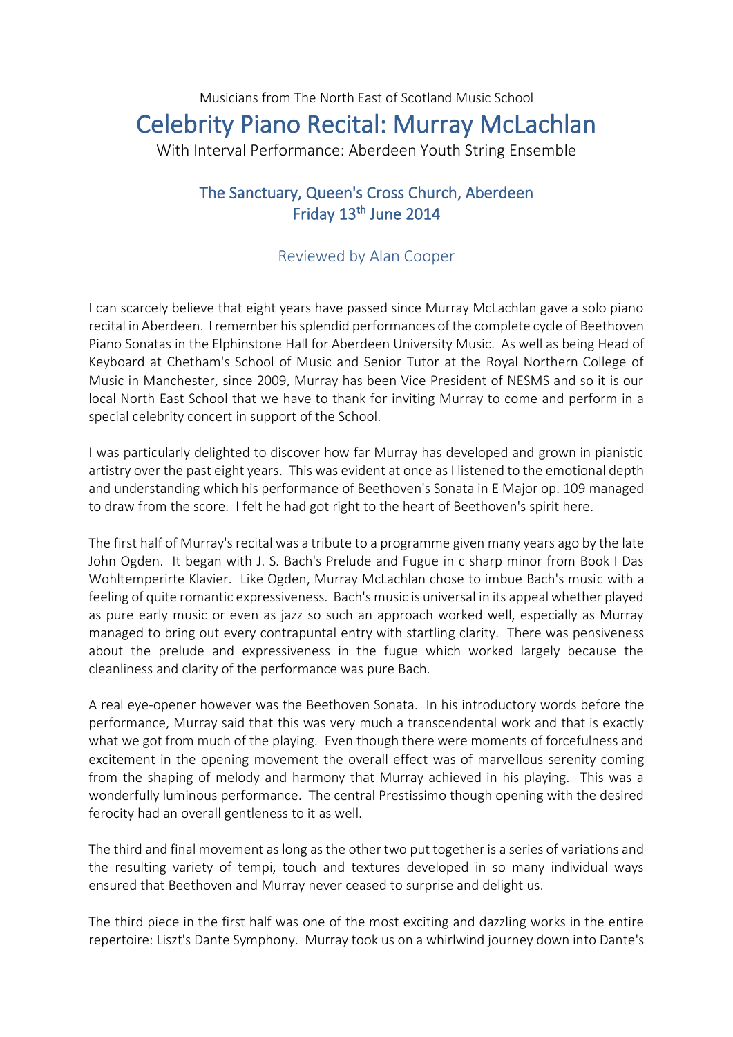Musicians from The North East of Scotland Music School

# Celebrity Piano Recital: Murray McLachlan

With Interval Performance: Aberdeen Youth String Ensemble

## The Sanctuary, Queen's Cross Church, Aberdeen
## Friday 13th June 2014

### Reviewed by Alan Cooper

I can scarcely believe that eight years have passed since Murray McLachlan gave a solo piano recital in Aberdeen. I remember his splendid performances of the complete cycle of Beethoven Piano Sonatas in the Elphinstone Hall for Aberdeen University Music. As well as being Head of Keyboard at Chetham's School of Music and Senior Tutor at the Royal Northern College of Music in Manchester, since 2009, Murray has been Vice President of NESMS and so it is our local North East School that we have to thank for inviting Murray to come and perform in a special celebrity concert in support of the School.

I was particularly delighted to discover how far Murray has developed and grown in pianistic artistry over the past eight years. This was evident at once as I listened to the emotional depth and understanding which his performance of Beethoven's Sonata in E Major op. 109 managed to draw from the score. I felt he had got right to the heart of Beethoven's spirit here.

The first half of Murray's recital was a tribute to a programme given many years ago by the late John Ogden. It began with J. S. Bach's Prelude and Fugue in c sharp minor from Book I Das Wohltemperirte Klavier. Like Ogden, Murray McLachlan chose to imbue Bach's music with a feeling of quite romantic expressiveness. Bach's music is universal in its appeal whether played as pure early music or even as jazz so such an approach worked well, especially as Murray managed to bring out every contrapuntal entry with startling clarity. There was pensiveness about the prelude and expressiveness in the fugue which worked largely because the cleanliness and clarity of the performance was pure Bach.

A real eye-opener however was the Beethoven Sonata. In his introductory words before the performance, Murray said that this was very much a transcendental work and that is exactly what we got from much of the playing. Even though there were moments of forcefulness and excitement in the opening movement the overall effect was of marvellous serenity coming from the shaping of melody and harmony that Murray achieved in his playing. This was a wonderfully luminous performance. The central Prestissimo though opening with the desired ferocity had an overall gentleness to it as well.

The third and final movement as long as the other two put together is a series of variations and the resulting variety of tempi, touch and textures developed in so many individual ways ensured that Beethoven and Murray never ceased to surprise and delight us.

The third piece in the first half was one of the most exciting and dazzling works in the entire repertoire: Liszt's Dante Symphony. Murray took us on a whirlwind journey down into Dante's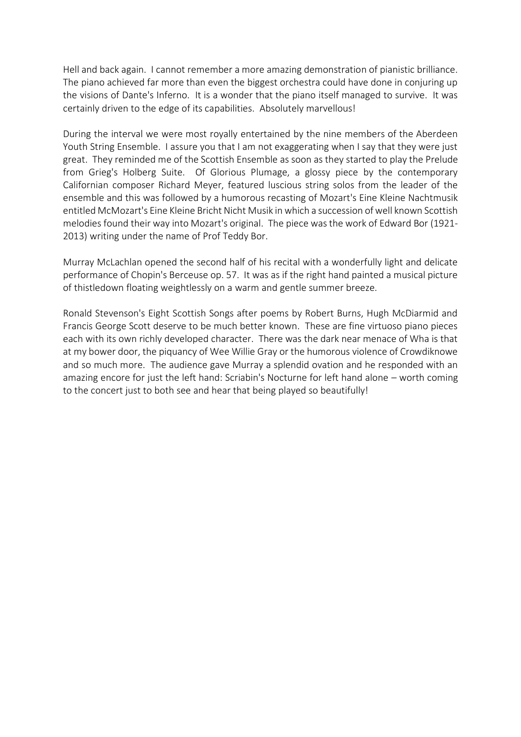Hell and back again. I cannot remember a more amazing demonstration of pianistic brilliance. The piano achieved far more than even the biggest orchestra could have done in conjuring up the visions of Dante's Inferno. It is a wonder that the piano itself managed to survive. It was certainly driven to the edge of its capabilities. Absolutely marvellous!

During the interval we were most royally entertained by the nine members of the Aberdeen Youth String Ensemble. I assure you that I am not exaggerating when I say that they were just great. They reminded me of the Scottish Ensemble as soon as they started to play the Prelude from Grieg's Holberg Suite. Of Glorious Plumage, a glossy piece by the contemporary Californian composer Richard Meyer, featured luscious string solos from the leader of the ensemble and this was followed by a humorous recasting of Mozart's Eine Kleine Nachtmusik entitled McMozart's Eine Kleine Bricht Nicht Musik in which a succession of well known Scottish melodies found their way into Mozart's original. The piece was the work of Edward Bor (1921-2013) writing under the name of Prof Teddy Bor.

Murray McLachlan opened the second half of his recital with a wonderfully light and delicate performance of Chopin's Berceuse op. 57. It was as if the right hand painted a musical picture of thistledown floating weightlessly on a warm and gentle summer breeze.

Ronald Stevenson's Eight Scottish Songs after poems by Robert Burns, Hugh McDiarmid and Francis George Scott deserve to be much better known. These are fine virtuoso piano pieces each with its own richly developed character. There was the dark near menace of Wha is that at my bower door, the piquancy of Wee Willie Gray or the humorous violence of Crowdiknowe and so much more. The audience gave Murray a splendid ovation and he responded with an amazing encore for just the left hand: Scriabin's Nocturne for left hand alone – worth coming to the concert just to both see and hear that being played so beautifully!